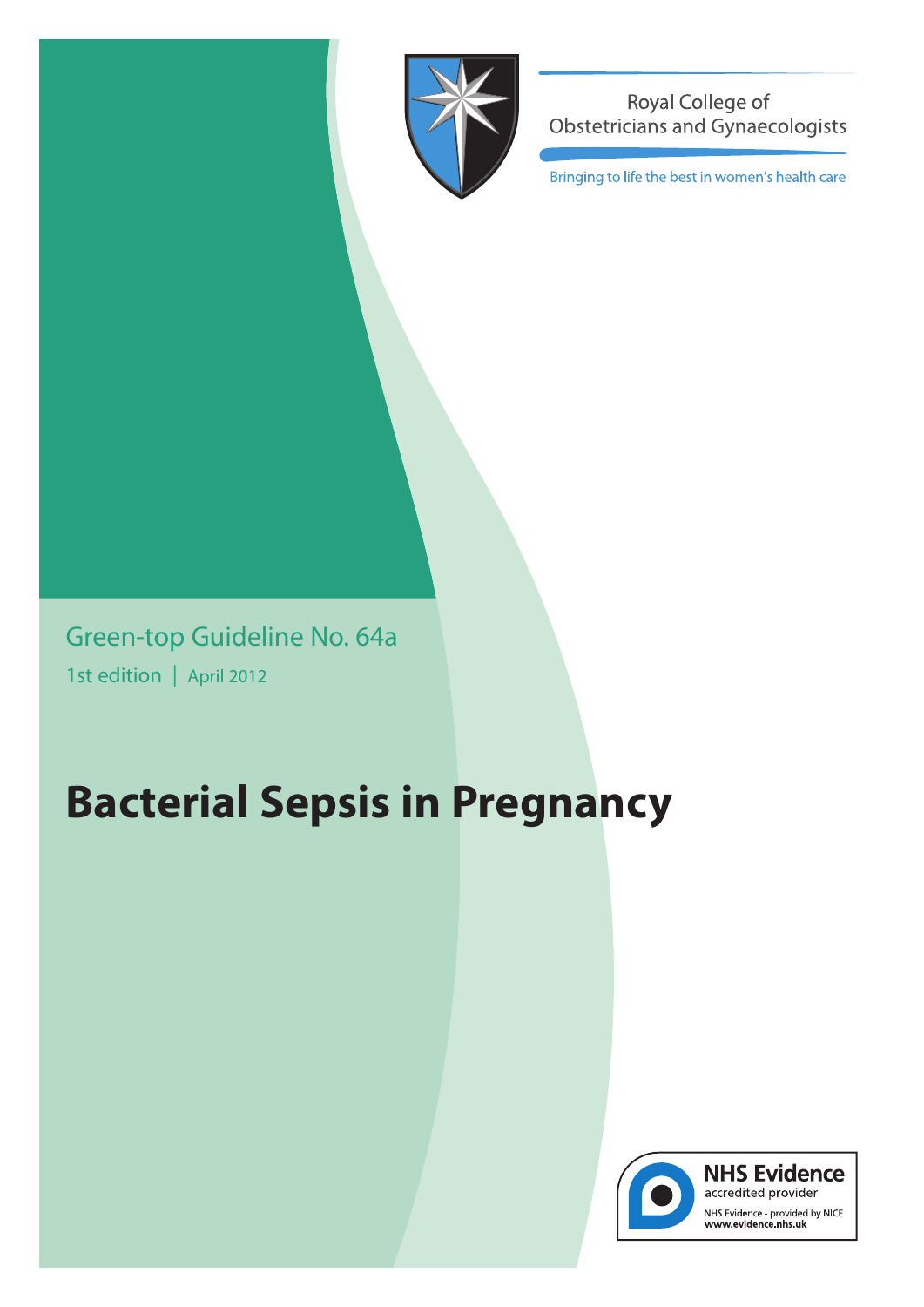Royal College of Obstetricians and Gynaecologists

Bringing to life the best in women's health care

Green-top Guideline No. 64a

1st edition | April 2012

# Bacterial Sepsis in Pregnancy

**NHS Evidence**
accredited provider

NHS Evidence - provided by NICE
**www.evidence.nhs.uk**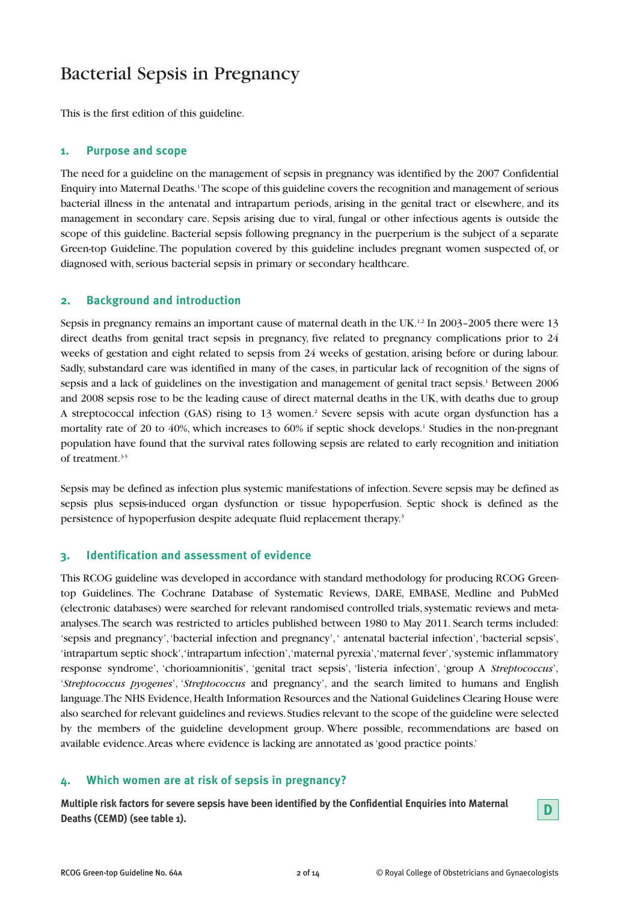# Bacterial Sepsis in Pregnancy

This is the first edition of this guideline.

## 1. Purpose and scope

The need for a guideline on the management of sepsis in pregnancy was identified by the 2007 Confidential Enquiry into Maternal Deaths.[1] The scope of this guideline covers the recognition and management of serious bacterial illness in the antenatal and intrapartum periods, arising in the genital tract or elsewhere, and its management in secondary care. Sepsis arising due to viral, fungal or other infectious agents is outside the scope of this guideline. Bacterial sepsis following pregnancy in the puerperium is the subject of a separate Green-top Guideline. The population covered by this guideline includes pregnant women suspected of, or diagnosed with, serious bacterial sepsis in primary or secondary healthcare.

## 2. Background and introduction

Sepsis in pregnancy remains an important cause of maternal death in the UK.[1,2] In 2003–2005 there were 13 direct deaths from genital tract sepsis in pregnancy, five related to pregnancy complications prior to 24 weeks of gestation and eight related to sepsis from 24 weeks of gestation, arising before or during labour. Sadly, substandard care was identified in many of the cases, in particular lack of recognition of the signs of sepsis and a lack of guidelines on the investigation and management of genital tract sepsis.[1] Between 2006 and 2008 sepsis rose to be the leading cause of direct maternal deaths in the UK, with deaths due to group A streptococcal infection (GAS) rising to 13 women.[2] Severe sepsis with acute organ dysfunction has a mortality rate of 20 to 40%, which increases to 60% if septic shock develops.[1] Studies in the non-pregnant population have found that the survival rates following sepsis are related to early recognition and initiation of treatment.[3-5]

Sepsis may be defined as infection plus systemic manifestations of infection. Severe sepsis may be defined as sepsis plus sepsis-induced organ dysfunction or tissue hypoperfusion. Septic shock is defined as the persistence of hypoperfusion despite adequate fluid replacement therapy.[3]

## 3. Identification and assessment of evidence

This RCOG guideline was developed in accordance with standard methodology for producing RCOG Green-top Guidelines. The Cochrane Database of Systematic Reviews, DARE, EMBASE, Medline and PubMed (electronic databases) were searched for relevant randomised controlled trials, systematic reviews and meta-analyses. The search was restricted to articles published between 1980 to May 2011. Search terms included: 'sepsis and pregnancy', 'bacterial infection and pregnancy', ' antenatal bacterial infection', 'bacterial sepsis', 'intrapartum septic shock', 'intrapartum infection', 'maternal pyrexia', 'maternal fever', 'systemic inflammatory response syndrome', 'chorioamnionitis', 'genital tract sepsis', 'listeria infection', 'group A *Streptococcus*', '*Streptococcus pyogenes*', '*Streptococcus* and pregnancy', and the search limited to humans and English language. The NHS Evidence, Health Information Resources and the National Guidelines Clearing House were also searched for relevant guidelines and reviews. Studies relevant to the scope of the guideline were selected by the members of the guideline development group. Where possible, recommendations are based on available evidence. Areas where evidence is lacking are annotated as 'good practice points.'

## 4. Which women are at risk of sepsis in pregnancy?

**Multiple risk factors for severe sepsis have been identified by the Confidential Enquiries into Maternal Deaths (CEMD) (see table 1).** **D**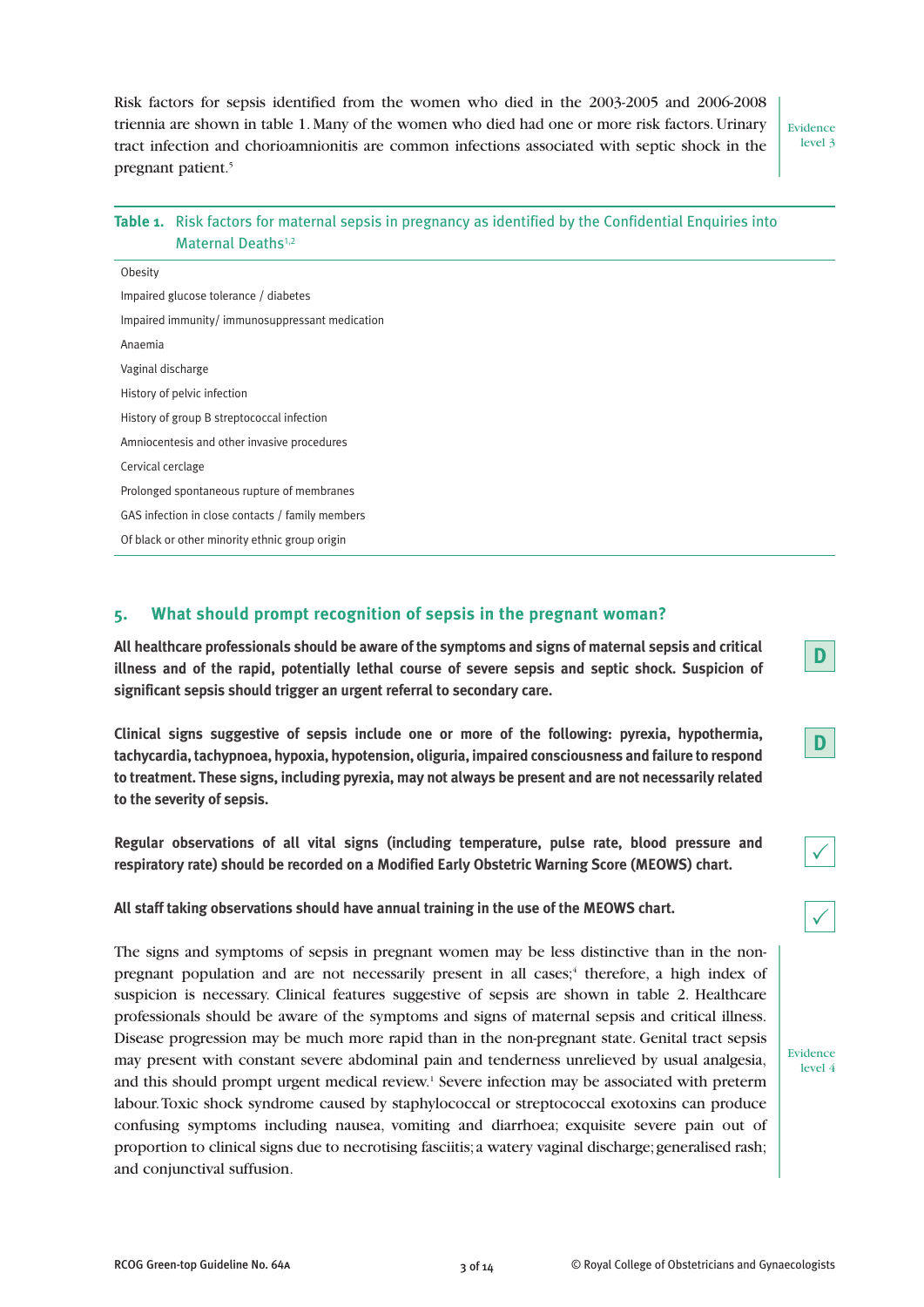Risk factors for sepsis identified from the women who died in the 2003-2005 and 2006-2008 triennia are shown in table 1. Many of the women who died had one or more risk factors. Urinary tract infection and chorioamnionitis are common infections associated with septic shock in the pregnant patient.[5]

Evidence level 3

**Table 1.** Risk factors for maternal sepsis in pregnancy as identified by the Confidential Enquiries into Maternal Deaths[1,2]

| |
|---|
| Obesity |
| Impaired glucose tolerance / diabetes |
| Impaired immunity/ immunosuppressant medication |
| Anaemia |
| Vaginal discharge |
| History of pelvic infection |
| History of group B streptococcal infection |
| Amniocentesis and other invasive procedures |
| Cervical cerclage |
| Prolonged spontaneous rupture of membranes |
| GAS infection in close contacts / family members |
| Of black or other minority ethnic group origin |

## 5. What should prompt recognition of sepsis in the pregnant woman?

**All healthcare professionals should be aware of the symptoms and signs of maternal sepsis and critical illness and of the rapid, potentially lethal course of severe sepsis and septic shock. Suspicion of significant sepsis should trigger an urgent referral to secondary care.**

D

**Clinical signs suggestive of sepsis include one or more of the following: pyrexia, hypothermia, tachycardia, tachypnoea, hypoxia, hypotension, oliguria, impaired consciousness and failure to respond to treatment. These signs, including pyrexia, may not always be present and are not necessarily related to the severity of sepsis.**

D

**Regular observations of all vital signs (including temperature, pulse rate, blood pressure and respiratory rate) should be recorded on a Modified Early Obstetric Warning Score (MEOWS) chart.**

✓

**All staff taking observations should have annual training in the use of the MEOWS chart.**

✓

The signs and symptoms of sepsis in pregnant women may be less distinctive than in the non-pregnant population and are not necessarily present in all cases;[4] therefore, a high index of suspicion is necessary. Clinical features suggestive of sepsis are shown in table 2. Healthcare professionals should be aware of the symptoms and signs of maternal sepsis and critical illness. Disease progression may be much more rapid than in the non-pregnant state. Genital tract sepsis may present with constant severe abdominal pain and tenderness unrelieved by usual analgesia, and this should prompt urgent medical review.[1] Severe infection may be associated with preterm labour. Toxic shock syndrome caused by staphylococcal or streptococcal exotoxins can produce confusing symptoms including nausea, vomiting and diarrhoea; exquisite severe pain out of proportion to clinical signs due to necrotising fasciitis; a watery vaginal discharge; generalised rash; and conjunctival suffusion.

Evidence level 4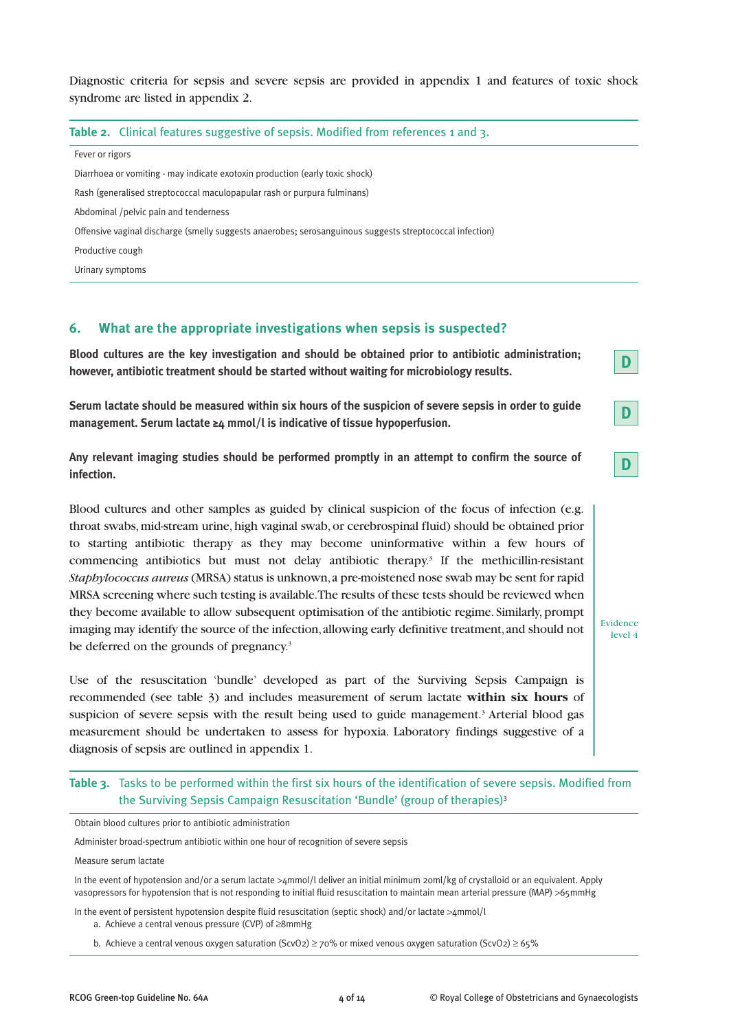Diagnostic criteria for sepsis and severe sepsis are provided in appendix 1 and features of toxic shock syndrome are listed in appendix 2.

**Table 2.** Clinical features suggestive of sepsis. Modified from references 1 and 3.

| |
|---|
| Fever or rigors |
| Diarrhoea or vomiting - may indicate exotoxin production (early toxic shock) |
| Rash (generalised streptococcal maculopapular rash or purpura fulminans) |
| Abdominal /pelvic pain and tenderness |
| Offensive vaginal discharge (smelly suggests anaerobes; serosanguinous suggests streptococcal infection) |
| Productive cough |
| Urinary symptoms |

## 6. What are the appropriate investigations when sepsis is suspected?

**Blood cultures are the key investigation and should be obtained prior to antibiotic administration; however, antibiotic treatment should be started without waiting for microbiology results.**

**D**

**Serum lactate should be measured within six hours of the suspicion of severe sepsis in order to guide management. Serum lactate ≥4 mmol/l is indicative of tissue hypoperfusion.**

**D**

**Any relevant imaging studies should be performed promptly in an attempt to confirm the source of infection.**

**D**

Blood cultures and other samples as guided by clinical suspicion of the focus of infection (e.g. throat swabs, mid-stream urine, high vaginal swab, or cerebrospinal fluid) should be obtained prior to starting antibiotic therapy as they may become uninformative within a few hours of commencing antibiotics but must not delay antibiotic therapy.[3] If the methicillin-resistant *Staphylococcus aureus* (MRSA) status is unknown, a pre-moistened nose swab may be sent for rapid MRSA screening where such testing is available. The results of these tests should be reviewed when they become available to allow subsequent optimisation of the antibiotic regime. Similarly, prompt imaging may identify the source of the infection, allowing early definitive treatment, and should not be deferred on the grounds of pregnancy.[3]

Use of the resuscitation 'bundle' developed as part of the Surviving Sepsis Campaign is recommended (see table 3) and includes measurement of serum lactate **within six hours** of suspicion of severe sepsis with the result being used to guide management.[3] Arterial blood gas measurement should be undertaken to assess for hypoxia. Laboratory findings suggestive of a diagnosis of sepsis are outlined in appendix 1.

Evidence level 4

**Table 3.** Tasks to be performed within the first six hours of the identification of severe sepsis. Modified from the Surviving Sepsis Campaign Resuscitation 'Bundle' (group of therapies)[3]

| |
|---|
| Obtain blood cultures prior to antibiotic administration |
| Administer broad-spectrum antibiotic within one hour of recognition of severe sepsis |
| Measure serum lactate |
| In the event of hypotension and/or a serum lactate >4mmol/l deliver an initial minimum 20ml/kg of crystalloid or an equivalent. Apply vasopressors for hypotension that is not responding to initial fluid resuscitation to maintain mean arterial pressure (MAP) >65mmHg |
| In the event of persistent hypotension despite fluid resuscitation (septic shock) and/or lactate >4mmol/l<br>a. Achieve a central venous pressure (CVP) of ≥8mmHg<br>b. Achieve a central venous oxygen saturation ($ScvO_2$) ≥ 70% or mixed venous oxygen saturation ($ScvO_2$) ≥ 65% |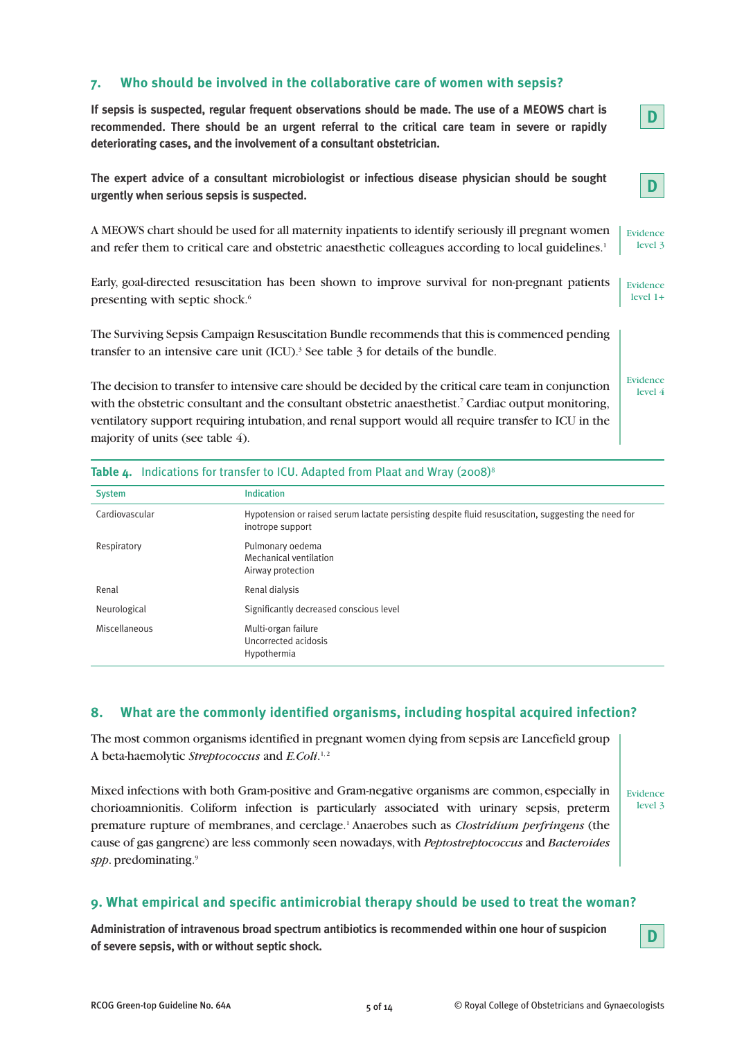## 7. Who should be involved in the collaborative care of women with sepsis?

**If sepsis is suspected, regular frequent observations should be made. The use of a MEOWS chart is recommended. There should be an urgent referral to the critical care team in severe or rapidly deteriorating cases, and the involvement of a consultant obstetrician.**

**D**

**The expert advice of a consultant microbiologist or infectious disease physician should be sought urgently when serious sepsis is suspected.**

**D**

A MEOWS chart should be used for all maternity inpatients to identify seriously ill pregnant women and refer them to critical care and obstetric anaesthetic colleagues according to local guidelines.[1]

Evidence level 3

Early, goal-directed resuscitation has been shown to improve survival for non-pregnant patients presenting with septic shock.[6]

Evidence level 1+

The Surviving Sepsis Campaign Resuscitation Bundle recommends that this is commenced pending transfer to an intensive care unit (ICU).[3] See table 3 for details of the bundle.

The decision to transfer to intensive care should be decided by the critical care team in conjunction with the obstetric consultant and the consultant obstetric anaesthetist.[7] Cardiac output monitoring, ventilatory support requiring intubation, and renal support would all require transfer to ICU in the majority of units (see table 4).

Evidence level 4

**Table 4.** Indications for transfer to ICU. Adapted from Plaat and Wray (2008)[8]

| System | Indication |
|---|---|
| Cardiovascular | Hypotension or raised serum lactate persisting despite fluid resuscitation, suggesting the need for inotrope support |
| Respiratory | Pulmonary oedema<br>Mechanical ventilation<br>Airway protection |
| Renal | Renal dialysis |
| Neurological | Significantly decreased conscious level |
| Miscellaneous | Multi-organ failure<br>Uncorrected acidosis<br>Hypothermia |

## 8. What are the commonly identified organisms, including hospital acquired infection?

The most common organisms identified in pregnant women dying from sepsis are Lancefield group A beta-haemolytic *Streptococcus* and *E.Coli*.[1,2]

Mixed infections with both Gram-positive and Gram-negative organisms are common, especially in chorioamnionitis. Coliform infection is particularly associated with urinary sepsis, preterm premature rupture of membranes, and cerclage.[1] Anaerobes such as *Clostridium perfringens* (the cause of gas gangrene) are less commonly seen nowadays, with *Peptostreptococcus* and *Bacteroides spp*. predominating.[9]

Evidence level 3

## 9. What empirical and specific antimicrobial therapy should be used to treat the woman?

**Administration of intravenous broad spectrum antibiotics is recommended within one hour of suspicion of severe sepsis, with or without septic shock.**

**D**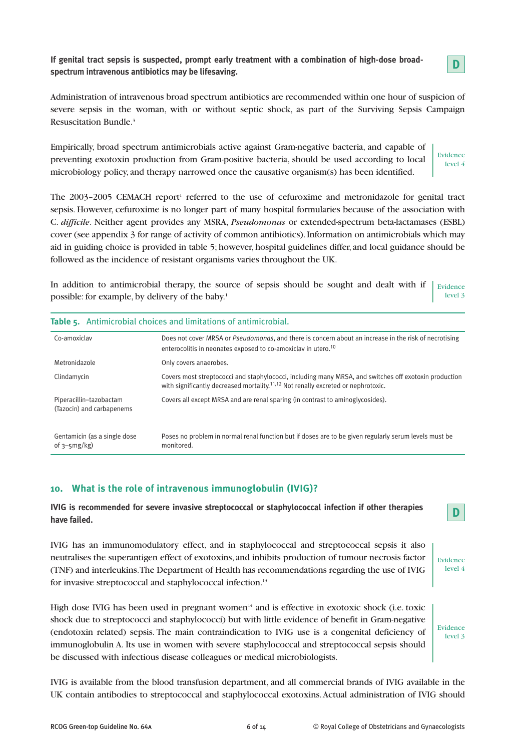**If genital tract sepsis is suspected, prompt early treatment with a combination of high-dose broad-spectrum intravenous antibiotics may be lifesaving.**

**D**

Administration of intravenous broad spectrum antibiotics are recommended within one hour of suspicion of severe sepsis in the woman, with or without septic shock, as part of the Surviving Sepsis Campaign Resuscitation Bundle.[3]

Empirically, broad spectrum antimicrobials active against Gram-negative bacteria, and capable of preventing exotoxin production from Gram-positive bacteria, should be used according to local microbiology policy, and therapy narrowed once the causative organism(s) has been identified.

Evidence level 4

The 2003–2005 CEMACH report[1] referred to the use of cefuroxime and metronidazole for genital tract sepsis. However, cefuroxime is no longer part of many hospital formularies because of the association with C. *difficile*. Neither agent provides any MSRA, *Pseudomonas* or extended-spectrum beta-lactamases (ESBL) cover (see appendix 3 for range of activity of common antibiotics). Information on antimicrobials which may aid in guiding choice is provided in table 5; however, hospital guidelines differ, and local guidance should be followed as the incidence of resistant organisms varies throughout the UK.

In addition to antimicrobial therapy, the source of sepsis should be sought and dealt with if possible: for example, by delivery of the baby.[1]

Evidence level 3

**Table 5.** Antimicrobial choices and limitations of antimicrobial.

| Antimicrobial | Limitations |
|---|---|
| Co-amoxiclav | Does not cover MRSA or *Pseudomonas*, and there is concern about an increase in the risk of necrotising enterocolitis in neonates exposed to co-amoxiclav in utero.[10] |
| Metronidazole | Only covers anaerobes. |
| Clindamycin | Covers most streptococci and staphylococci, including many MRSA, and switches off exotoxin production with significantly decreased mortality.[11,12] Not renally excreted or nephrotoxic. |
| Piperacillin–tazobactam (Tazocin) and carbapenems | Covers all except MRSA and are renal sparing (in contrast to aminoglycosides). |
| Gentamicin (as a single dose of 3–5mg/kg) | Poses no problem in normal renal function but if doses are to be given regularly serum levels must be monitored. |

## 10. What is the role of intravenous immunoglobulin (IVIG)?

**IVIG is recommended for severe invasive streptococcal or staphylococcal infection if other therapies have failed.**

**D**

IVIG has an immunomodulatory effect, and in staphylococcal and streptococcal sepsis it also neutralises the superantigen effect of exotoxins, and inhibits production of tumour necrosis factor (TNF) and interleukins. The Department of Health has recommendations regarding the use of IVIG for invasive streptococcal and staphylococcal infection.[13]

Evidence level 4

High dose IVIG has been used in pregnant women[14] and is effective in exotoxic shock (i.e. toxic shock due to streptococci and staphylococci) but with little evidence of benefit in Gram-negative (endotoxin related) sepsis. The main contraindication to IVIG use is a congenital deficiency of immunoglobulin A. Its use in women with severe staphylococcal and streptococcal sepsis should be discussed with infectious disease colleagues or medical microbiologists.

Evidence level 3

IVIG is available from the blood transfusion department, and all commercial brands of IVIG available in the UK contain antibodies to streptococcal and staphylococcal exotoxins. Actual administration of IVIG should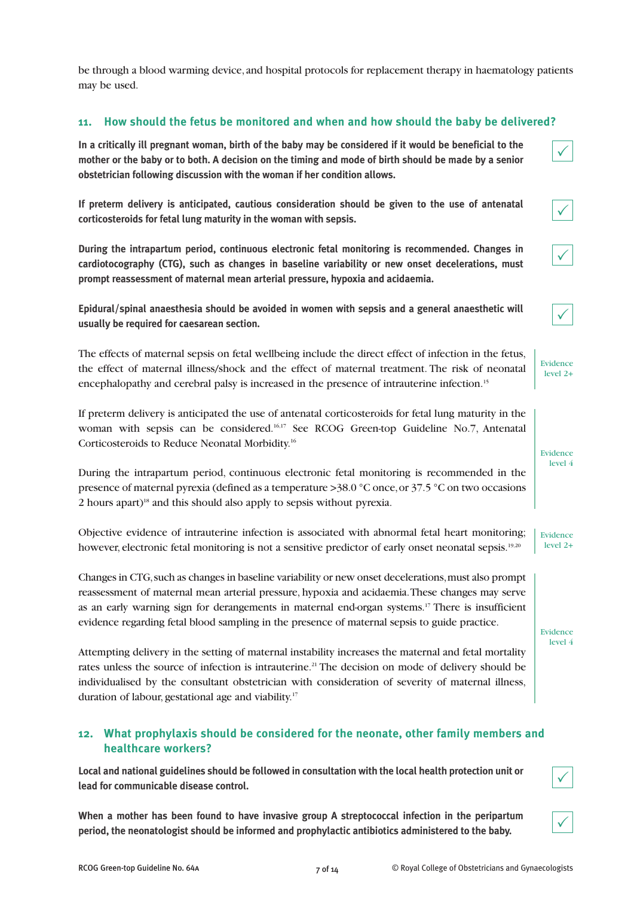be through a blood warming device, and hospital protocols for replacement therapy in haematology patients may be used.

## 11. How should the fetus be monitored and when and how should the baby be delivered?

**In a critically ill pregnant woman, birth of the baby may be considered if it would be beneficial to the mother or the baby or to both. A decision on the timing and mode of birth should be made by a senior obstetrician following discussion with the woman if her condition allows.** ✓

**If preterm delivery is anticipated, cautious consideration should be given to the use of antenatal corticosteroids for fetal lung maturity in the woman with sepsis.** ✓

**During the intrapartum period, continuous electronic fetal monitoring is recommended. Changes in cardiotocography (CTG), such as changes in baseline variability or new onset decelerations, must prompt reassessment of maternal mean arterial pressure, hypoxia and acidaemia.** ✓

**Epidural/spinal anaesthesia should be avoided in women with sepsis and a general anaesthetic will usually be required for caesarean section.** ✓

The effects of maternal sepsis on fetal wellbeing include the direct effect of infection in the fetus, the effect of maternal illness/shock and the effect of maternal treatment. The risk of neonatal encephalopathy and cerebral palsy is increased in the presence of intrauterine infection.[15]

Evidence level 2+

If preterm delivery is anticipated the use of antenatal corticosteroids for fetal lung maturity in the woman with sepsis can be considered.[16,17] See RCOG Green-top Guideline No.7, Antenatal Corticosteroids to Reduce Neonatal Morbidity.[16]

During the intrapartum period, continuous electronic fetal monitoring is recommended in the presence of maternal pyrexia (defined as a temperature >38.0 °C once, or 37.5 °C on two occasions 2 hours apart)[18] and this should also apply to sepsis without pyrexia.

Evidence level 4

Objective evidence of intrauterine infection is associated with abnormal fetal heart monitoring; however, electronic fetal monitoring is not a sensitive predictor of early onset neonatal sepsis.[19,20]

Evidence level 2+

Changes in CTG, such as changes in baseline variability or new onset decelerations, must also prompt reassessment of maternal mean arterial pressure, hypoxia and acidaemia. These changes may serve as an early warning sign for derangements in maternal end-organ systems.[17] There is insufficient evidence regarding fetal blood sampling in the presence of maternal sepsis to guide practice.

Attempting delivery in the setting of maternal instability increases the maternal and fetal mortality rates unless the source of infection is intrauterine.[21] The decision on mode of delivery should be individualised by the consultant obstetrician with consideration of severity of maternal illness, duration of labour, gestational age and viability.[17]

Evidence level 4

## 12. What prophylaxis should be considered for the neonate, other family members and healthcare workers?

**Local and national guidelines should be followed in consultation with the local health protection unit or lead for communicable disease control.** ✓

**When a mother has been found to have invasive group A streptococcal infection in the peripartum period, the neonatologist should be informed and prophylactic antibiotics administered to the baby.** ✓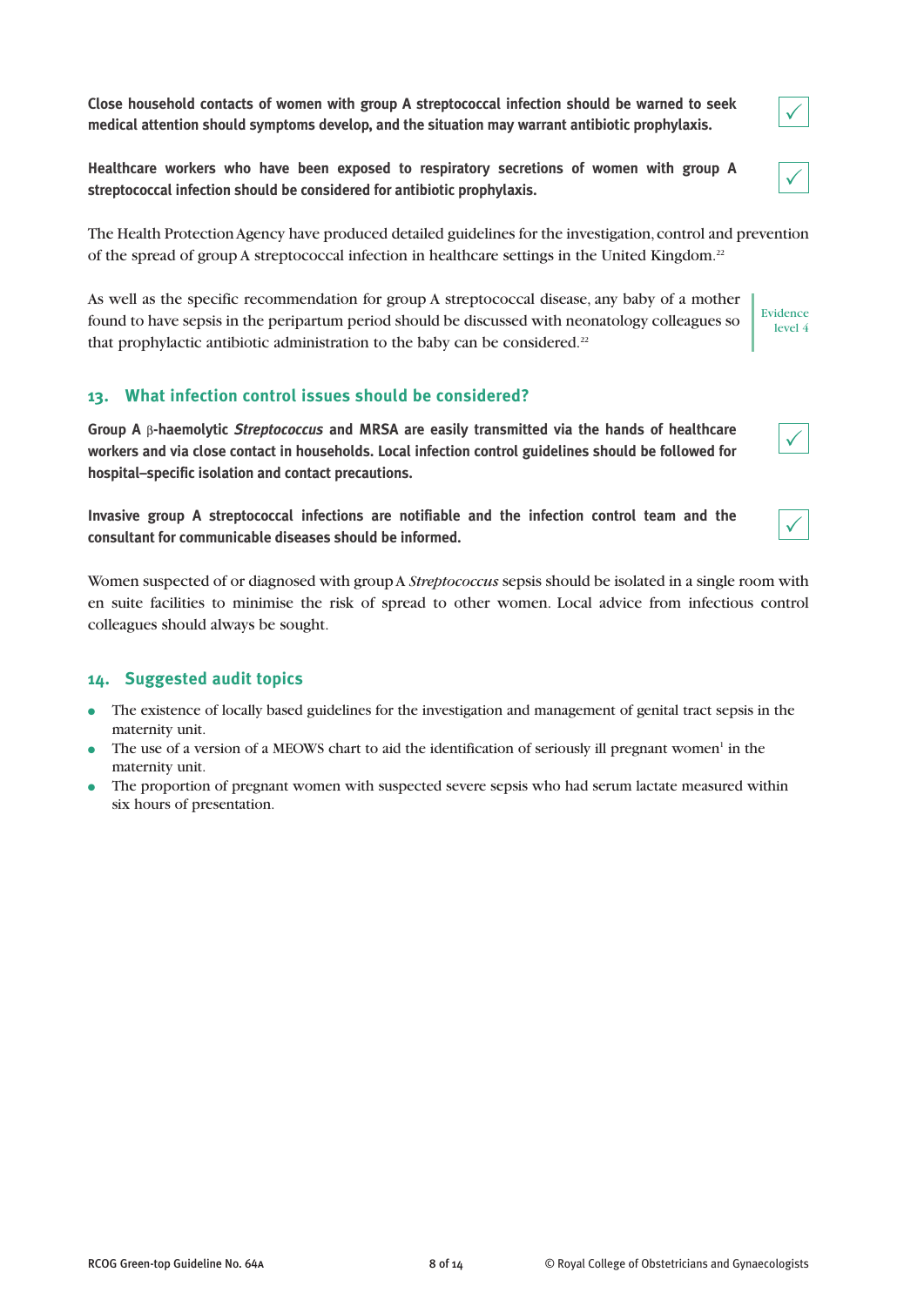**Close household contacts of women with group A streptococcal infection should be warned to seek medical attention should symptoms develop, and the situation may warrant antibiotic prophylaxis.** ✓

**Healthcare workers who have been exposed to respiratory secretions of women with group A streptococcal infection should be considered for antibiotic prophylaxis.** ✓

The Health Protection Agency have produced detailed guidelines for the investigation, control and prevention of the spread of group A streptococcal infection in healthcare settings in the United Kingdom.[22]

As well as the specific recommendation for group A streptococcal disease, any baby of a mother found to have sepsis in the peripartum period should be discussed with neonatology colleagues so that prophylactic antibiotic administration to the baby can be considered.[22]

Evidence level 4

## 13. What infection control issues should be considered?

**Group A β-haemolytic *Streptococcus* and MRSA are easily transmitted via the hands of healthcare workers and via close contact in households. Local infection control guidelines should be followed for hospital–specific isolation and contact precautions.** ✓

**Invasive group A streptococcal infections are notifiable and the infection control team and the consultant for communicable diseases should be informed.** ✓

Women suspected of or diagnosed with group A *Streptococcus* sepsis should be isolated in a single room with en suite facilities to minimise the risk of spread to other women. Local advice from infectious control colleagues should always be sought.

## 14. Suggested audit topics

- The existence of locally based guidelines for the investigation and management of genital tract sepsis in the maternity unit.
- The use of a version of a MEOWS chart to aid the identification of seriously ill pregnant women[1] in the maternity unit.
- The proportion of pregnant women with suspected severe sepsis who had serum lactate measured within six hours of presentation.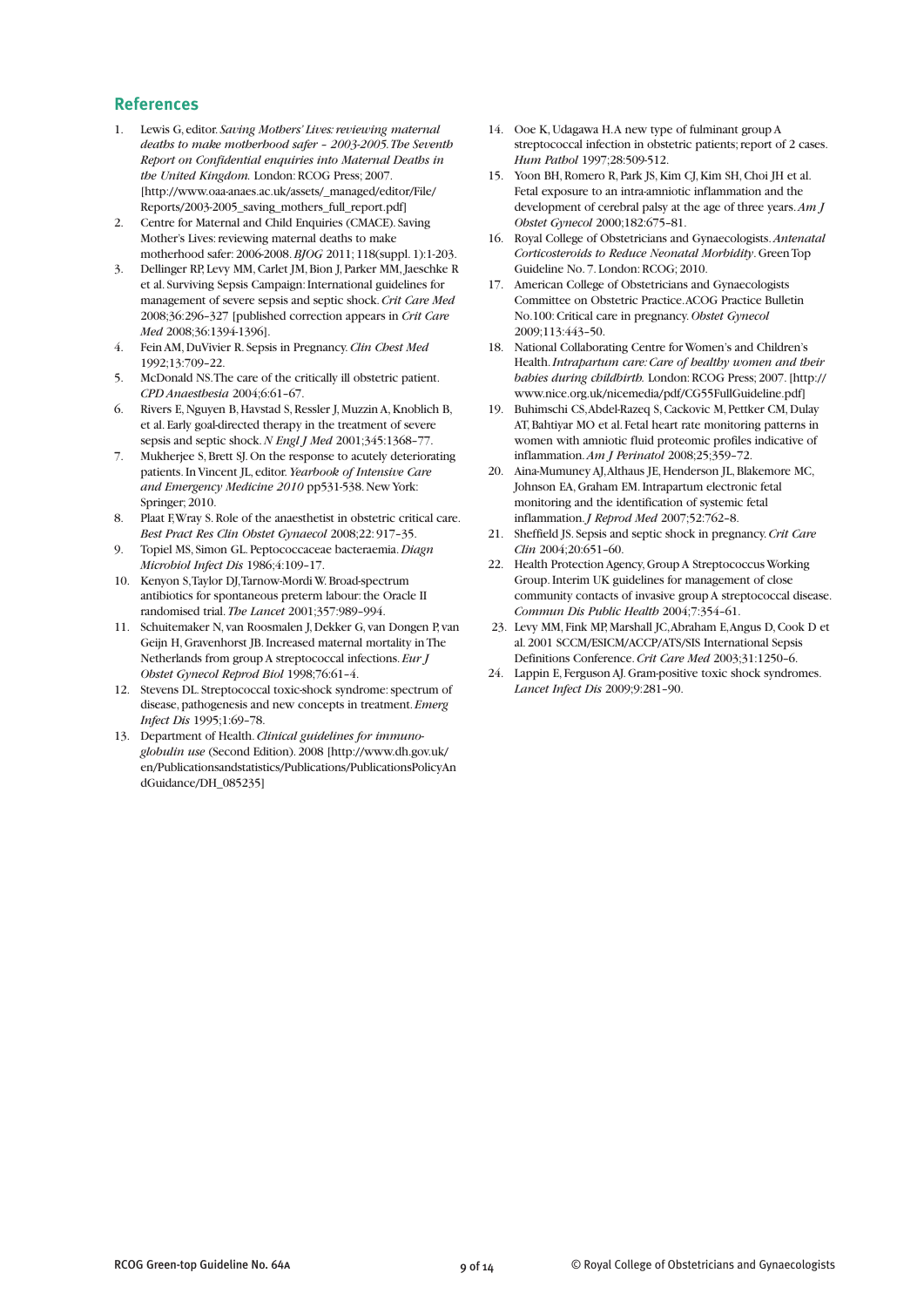## References

1. Lewis G, editor. *Saving Mothers' Lives: reviewing maternal deaths to make motherhood safer – 2003-2005. The Seventh Report on Confidential enquiries into Maternal Deaths in the United Kingdom.* London: RCOG Press; 2007. [http://www.oaa-anaes.ac.uk/assets/_managed/editor/File/Reports/2003-2005_saving_mothers_full_report.pdf]
2. Centre for Maternal and Child Enquiries (CMACE). Saving Mother's Lives: reviewing maternal deaths to make motherhood safer: 2006-2008. *BJOG* 2011; 118(suppl. 1):1-203.
3. Dellinger RP, Levy MM, Carlet JM, Bion J, Parker MM, Jaeschke R et al. Surviving Sepsis Campaign: International guidelines for management of severe sepsis and septic shock. *Crit Care Med* 2008;36:296–327 [published correction appears in *Crit Care Med* 2008;36:1394-1396].
4. Fein AM, DuVivier R. Sepsis in Pregnancy. *Clin Chest Med* 1992;13:709–22.
5. McDonald NS. The care of the critically ill obstetric patient. *CPD Anaesthesia* 2004;6:61–67.
6. Rivers E, Nguyen B, Havstad S, Ressler J, Muzzin A, Knoblich B, et al. Early goal-directed therapy in the treatment of severe sepsis and septic shock. *N Engl J Med* 2001;345:1368–77.
7. Mukherjee S, Brett SJ. On the response to acutely deteriorating patients. In Vincent JL, editor. *Yearbook of Intensive Care and Emergency Medicine 2010* pp531-538. New York: Springer; 2010.
8. Plaat F, Wray S. Role of the anaesthetist in obstetric critical care. *Best Pract Res Clin Obstet Gynaecol* 2008;22: 917–35.
9. Topiel MS, Simon GL. Peptococcaceae bacteraemia. *Diagn Microbiol Infect Dis* 1986;4:109–17.
10. Kenyon S, Taylor DJ, Tarnow-Mordi W. Broad-spectrum antibiotics for spontaneous preterm labour: the Oracle II randomised trial. *The Lancet* 2001;357:989–994.
11. Schuitemaker N, van Roosmalen J, Dekker G, van Dongen P, van Geijn H, Gravenhorst JB. Increased maternal mortality in The Netherlands from group A streptococcal infections. *Eur J Obstet Gynecol Reprod Biol* 1998;76:61–4.
12. Stevens DL. Streptococcal toxic-shock syndrome: spectrum of disease, pathogenesis and new concepts in treatment. *Emerg Infect Dis* 1995;1:69–78.
13. Department of Health. *Clinical guidelines for immunoglobulin use* (Second Edition). 2008 [http://www.dh.gov.uk/en/Publicationsandstatistics/Publications/PublicationsPolicyAndGuidance/DH_085235]
14. Ooe K, Udagawa H. A new type of fulminant group A streptococcal infection in obstetric patients; report of 2 cases. *Hum Pathol* 1997;28:509-512.
15. Yoon BH, Romero R, Park JS, Kim CJ, Kim SH, Choi JH et al. Fetal exposure to an intra-amniotic inflammation and the development of cerebral palsy at the age of three years. *Am J Obstet Gynecol* 2000;182:675–81.
16. Royal College of Obstetricians and Gynaecologists. *Antenatal Corticosteroids to Reduce Neonatal Morbidity*. Green Top Guideline No. 7. London: RCOG; 2010.
17. American College of Obstetricians and Gynaecologists Committee on Obstetric Practice. ACOG Practice Bulletin No.100: Critical care in pregnancy. *Obstet Gynecol* 2009;113:443–50.
18. National Collaborating Centre for Women's and Children's Health. *Intrapartum care: Care of healthy women and their babies during childbirth.* London: RCOG Press; 2007. [http://www.nice.org.uk/nicemedia/pdf/CG55FullGuideline.pdf]
19. Buhimschi CS, Abdel-Razeq S, Cackovic M, Pettker CM, Dulay AT, Bahtiyar MO et al. Fetal heart rate monitoring patterns in women with amniotic fluid proteomic profiles indicative of inflammation. *Am J Perinatol* 2008;25;359–72.
20. Aina-Mumuney AJ, Althaus JE, Henderson JL, Blakemore MC, Johnson EA, Graham EM. Intrapartum electronic fetal monitoring and the identification of systemic fetal inflammation. *J Reprod Med* 2007;52:762–8.
21. Sheffield JS. Sepsis and septic shock in pregnancy. *Crit Care Clin* 2004;20:651–60.
22. Health Protection Agency, Group A Streptococcus Working Group. Interim UK guidelines for management of close community contacts of invasive group A streptococcal disease. *Commun Dis Public Health* 2004;7:354–61.
23. Levy MM, Fink MP, Marshall JC, Abraham E, Angus D, Cook D et al. 2001 SCCM/ESICM/ACCP/ATS/SIS International Sepsis Definitions Conference. *Crit Care Med* 2003;31:1250–6.
24. Lappin E, Ferguson AJ. Gram-positive toxic shock syndromes. *Lancet Infect Dis* 2009;9:281–90.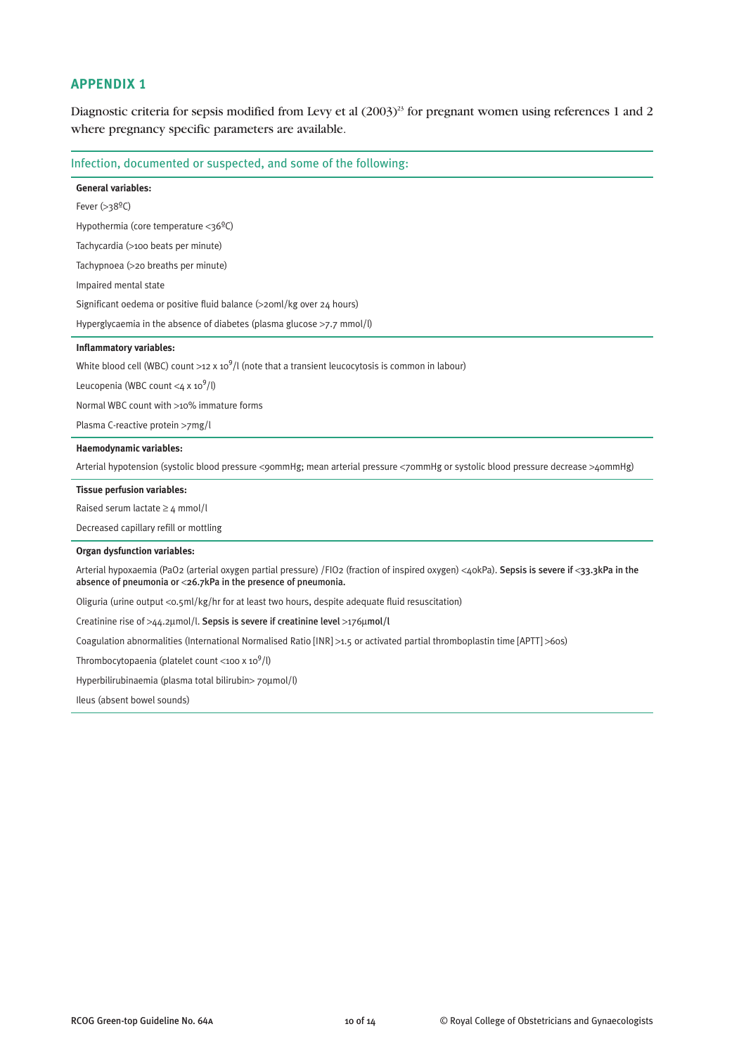## APPENDIX 1

Diagnostic criteria for sepsis modified from Levy et al (2003)[23] for pregnant women using references 1 and 2 where pregnancy specific parameters are available.

### Infection, documented or suspected, and some of the following:

**General variables:**

Fever (>38ºC)

Hypothermia (core temperature <36ºC)

Tachycardia (>100 beats per minute)

Tachypnoea (>20 breaths per minute)

Impaired mental state

Significant oedema or positive fluid balance (>20ml/kg over 24 hours)

Hyperglycaemia in the absence of diabetes (plasma glucose >7.7 mmol/l)

**Inflammatory variables:**

White blood cell (WBC) count >12 x $10^9$/l (note that a transient leucocytosis is common in labour)

Leucopenia (WBC count <4 x $10^9$/l)

Normal WBC count with >10% immature forms

Plasma C-reactive protein >7mg/l

**Haemodynamic variables:**

Arterial hypotension (systolic blood pressure <90mmHg; mean arterial pressure <70mmHg or systolic blood pressure decrease >40mmHg)

**Tissue perfusion variables:**

Raised serum lactate ≥ 4 mmol/l

Decreased capillary refill or mottling

**Organ dysfunction variables:**

Arterial hypoxaemia ($PaO_2$ (arterial oxygen partial pressure) /$FIO_2$ (fraction of inspired oxygen) <40kPa). **Sepsis is severe if <33.3kPa in the absence of pneumonia or <26.7kPa in the presence of pneumonia.**

Oliguria (urine output <0.5ml/kg/hr for at least two hours, despite adequate fluid resuscitation)

Creatinine rise of >44.2µmol/l. **Sepsis is severe if creatinine level** >176µ**mol/l**

Coagulation abnormalities (International Normalised Ratio [INR] >1.5 or activated partial thromboplastin time [APTT] >60s)

Thrombocytopaenia (platelet count <100 x $10^9$/l)

Hyperbilirubinaemia (plasma total bilirubin> 70µmol/l)

Ileus (absent bowel sounds)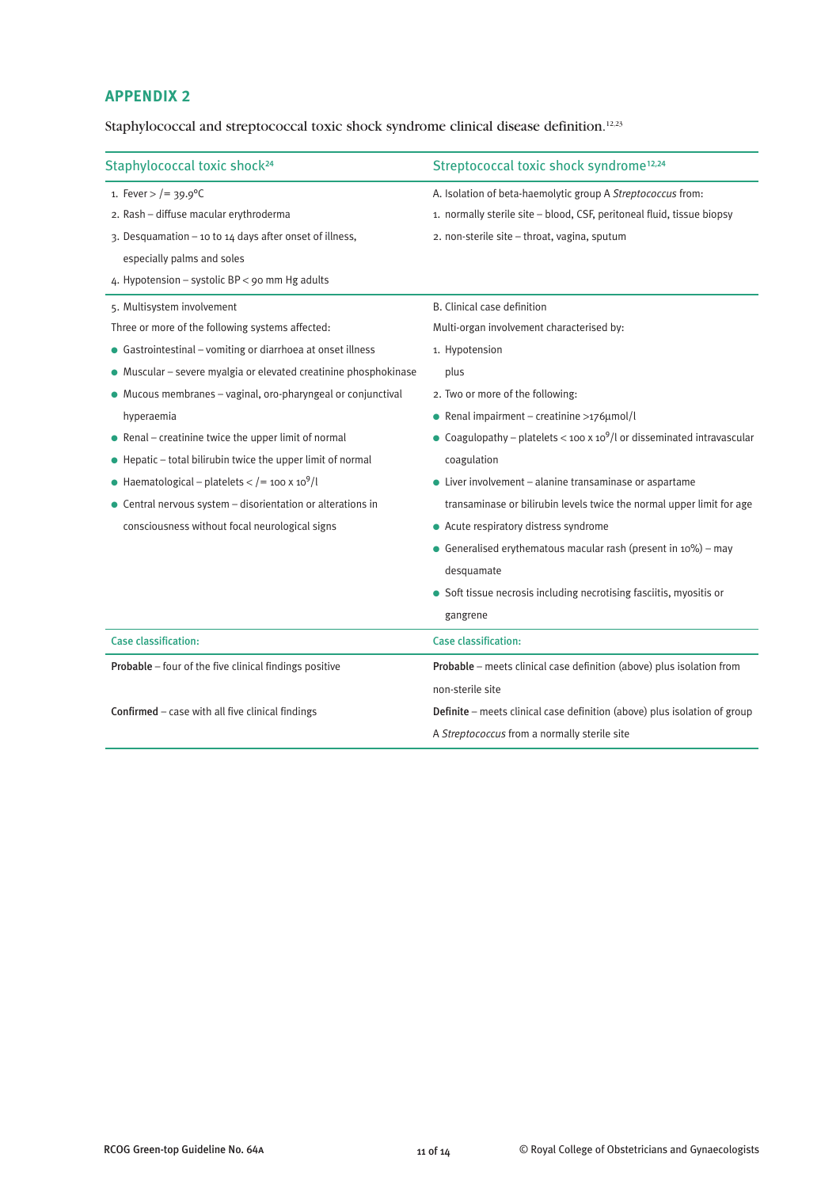## APPENDIX 2

Staphylococcal and streptococcal toxic shock syndrome clinical disease definition.[12,23]

| Staphylococcal toxic shock[24] | Streptococcal toxic shock syndrome[12,24] |
|---|---|
| 1. Fever > /= 39.9°C<br>2. Rash – diffuse macular erythroderma<br>3. Desquamation – 10 to 14 days after onset of illness, especially palms and soles<br>4. Hypotension – systolic BP < 90 mm Hg adults | A. Isolation of beta-haemolytic group A *Streptococcus* from:<br>1. normally sterile site – blood, CSF, peritoneal fluid, tissue biopsy<br>2. non-sterile site – throat, vagina, sputum |
| 5. Multisystem involvement<br>Three or more of the following systems affected:<br>• Gastrointestinal – vomiting or diarrhoea at onset illness<br>• Muscular – severe myalgia or elevated creatinine phosphokinase<br>• Mucous membranes – vaginal, oro-pharyngeal or conjunctival hyperaemia<br>• Renal – creatinine twice the upper limit of normal<br>• Hepatic – total bilirubin twice the upper limit of normal<br>• Haematological – platelets < /= 100 x $10^9$/l<br>• Central nervous system – disorientation or alterations in consciousness without focal neurological signs | B. Clinical case definition<br>Multi-organ involvement characterised by:<br>1. Hypotension<br>plus<br>2. Two or more of the following:<br>• Renal impairment – creatinine >176µmol/l<br>• Coagulopathy – platelets < 100 x $10^9$/l or disseminated intravascular coagulation<br>• Liver involvement – alanine transaminase or aspartame transaminase or bilirubin levels twice the normal upper limit for age<br>• Acute respiratory distress syndrome<br>• Generalised erythematous macular rash (present in 10%) – may desquamate<br>• Soft tissue necrosis including necrotising fasciitis, myositis or gangrene |
| **Case classification:** | **Case classification:** |
| **Probable** – four of the five clinical findings positive<br><br>**Confirmed** – case with all five clinical findings | **Probable** – meets clinical case definition (above) plus isolation from non-sterile site<br><br>**Definite** – meets clinical case definition (above) plus isolation of group A *Streptococcus* from a normally sterile site |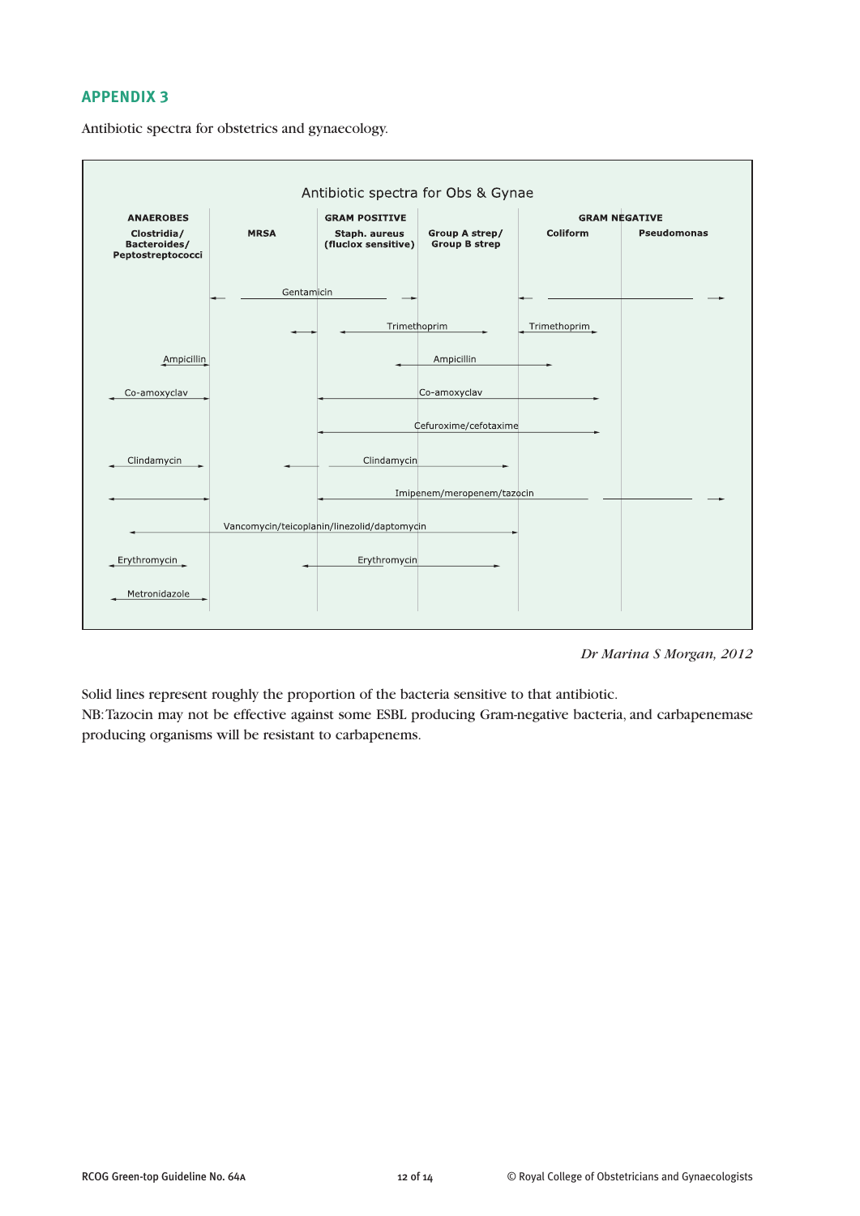## APPENDIX 3

Antibiotic spectra for obstetrics and gynaecology.

Antibiotic spectra for Obs & Gynae

| ANAEROBES<br>Clostridia/ Bacteroides/ Peptostreptococci | MRSA | GRAM POSITIVE<br>Staph. aureus (fluclox sensitive) | Group A strep/ Group B strep | GRAM NEGATIVE<br>Coliform | Pseudomonas |
|---|---|---|---|---|---|

Gentamicin

Trimethoprim

Trimethoprim

Ampicillin

Ampicillin

Co-amoxyclav

Co-amoxyclav

Cefuroxime/cefotaxime

Clindamycin

Clindamycin

Imipenem/meropenem/tazocin

Vancomycin/teicoplanin/linezolid/daptomycin

Erythromycin

Erythromycin

Metronidazole

*Dr Marina S Morgan, 2012*

Solid lines represent roughly the proportion of the bacteria sensitive to that antibiotic.
NB: Tazocin may not be effective against some ESBL producing Gram-negative bacteria, and carbapenemase producing organisms will be resistant to carbapenems.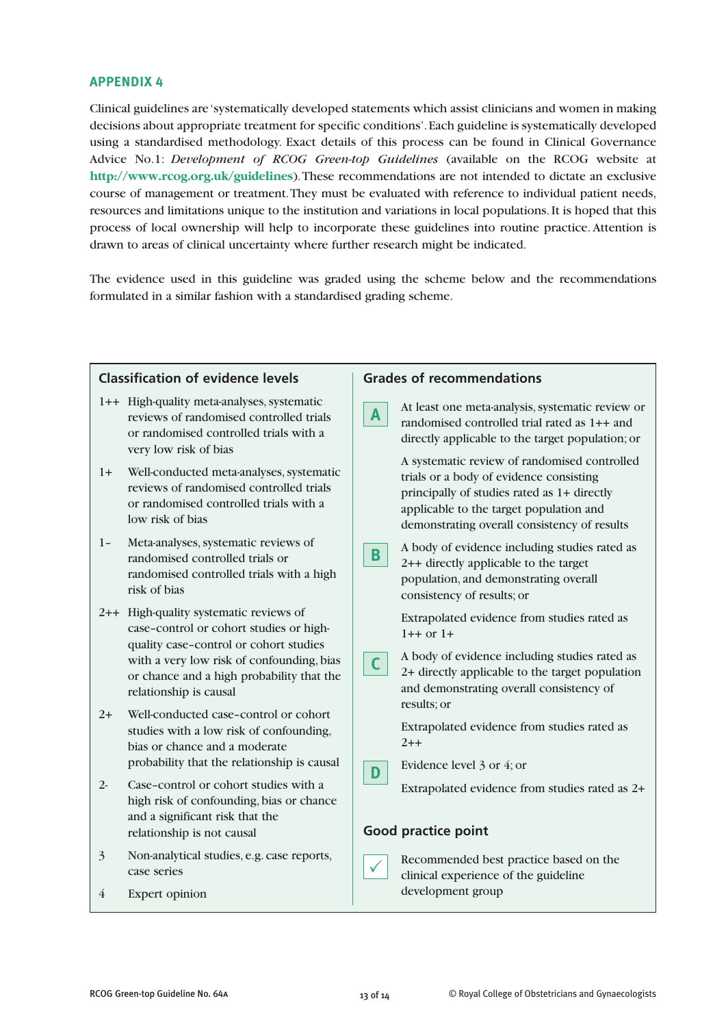## APPENDIX 4

Clinical guidelines are 'systematically developed statements which assist clinicians and women in making decisions about appropriate treatment for specific conditions'. Each guideline is systematically developed using a standardised methodology. Exact details of this process can be found in Clinical Governance Advice No.1: *Development of RCOG Green-top Guidelines* (available on the RCOG website at **http://www.rcog.org.uk/guidelines**). These recommendations are not intended to dictate an exclusive course of management or treatment. They must be evaluated with reference to individual patient needs, resources and limitations unique to the institution and variations in local populations. It is hoped that this process of local ownership will help to incorporate these guidelines into routine practice. Attention is drawn to areas of clinical uncertainty where further research might be indicated.

The evidence used in this guideline was graded using the scheme below and the recommendations formulated in a similar fashion with a standardised grading scheme.

### Classification of evidence levels

- 1++ High-quality meta-analyses, systematic reviews of randomised controlled trials or randomised controlled trials with a very low risk of bias
- 1+ Well-conducted meta-analyses, systematic reviews of randomised controlled trials or randomised controlled trials with a low risk of bias
- 1– Meta-analyses, systematic reviews of randomised controlled trials or randomised controlled trials with a high risk of bias
- 2++ High-quality systematic reviews of case–control or cohort studies or high-quality case–control or cohort studies with a very low risk of confounding, bias or chance and a high probability that the relationship is causal
- 2+ Well-conducted case–control or cohort studies with a low risk of confounding, bias or chance and a moderate probability that the relationship is causal
- 2- Case–control or cohort studies with a high risk of confounding, bias or chance and a significant risk that the relationship is not causal
- 3 Non-analytical studies, e.g. case reports, case series
- 4 Expert opinion

### Grades of recommendations

**A** At least one meta-analysis, systematic review or randomised controlled trial rated as 1++ and directly applicable to the target population; or

A systematic review of randomised controlled trials or a body of evidence consisting principally of studies rated as 1+ directly applicable to the target population and demonstrating overall consistency of results

**B** A body of evidence including studies rated as 2++ directly applicable to the target population, and demonstrating overall consistency of results; or

Extrapolated evidence from studies rated as 1++ or 1+

**C** A body of evidence including studies rated as 2+ directly applicable to the target population and demonstrating overall consistency of results; or

Extrapolated evidence from studies rated as 2++

**D** Evidence level 3 or 4; or

Extrapolated evidence from studies rated as 2+

### Good practice point

✓ Recommended best practice based on the clinical experience of the guideline development group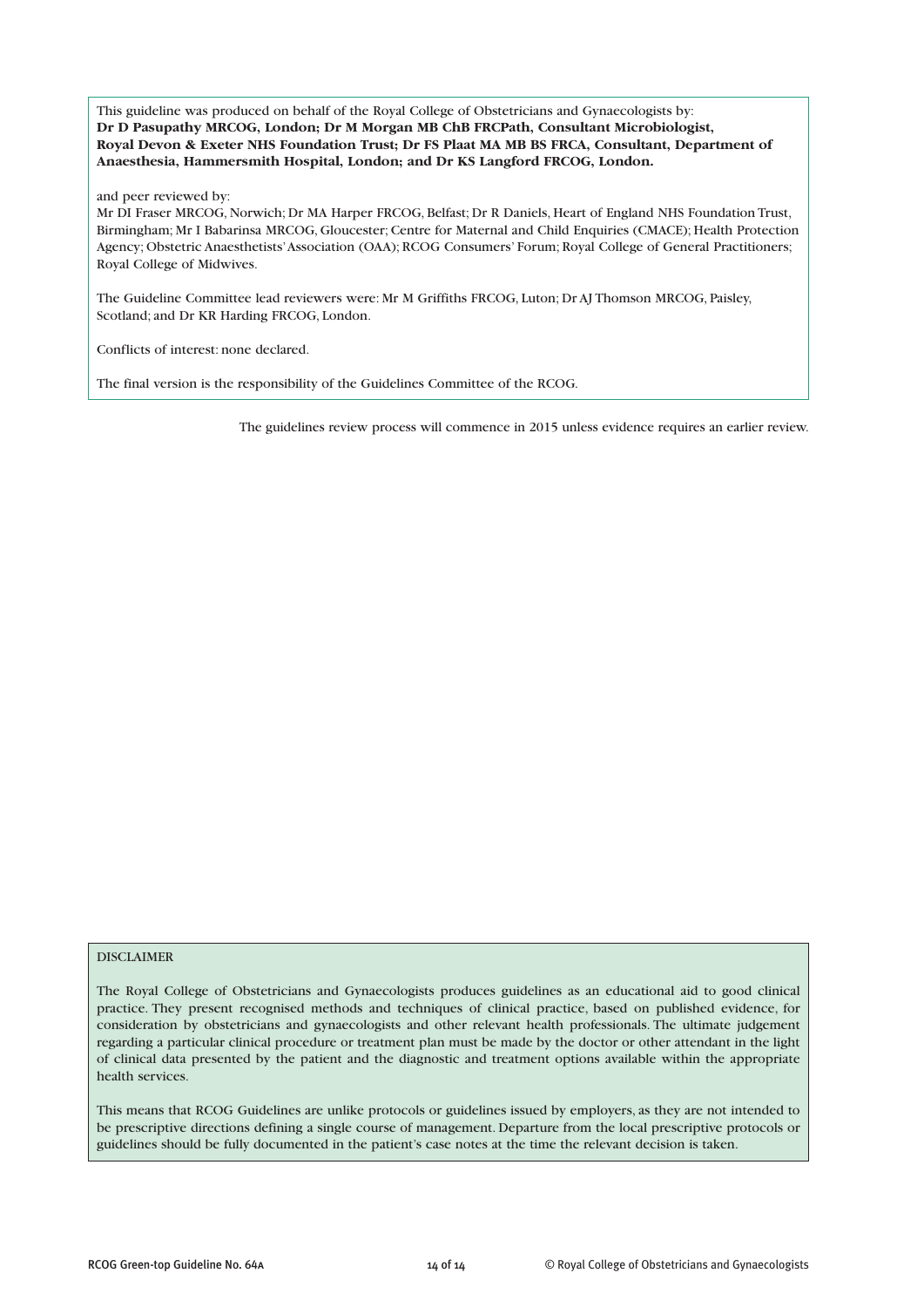This guideline was produced on behalf of the Royal College of Obstetricians and Gynaecologists by:
**Dr D Pasupathy MRCOG, London; Dr M Morgan MB ChB FRCPath, Consultant Microbiologist, Royal Devon & Exeter NHS Foundation Trust; Dr FS Plaat MA MB BS FRCA, Consultant, Department of Anaesthesia, Hammersmith Hospital, London; and Dr KS Langford FRCOG, London.**

and peer reviewed by:
Mr DI Fraser MRCOG, Norwich; Dr MA Harper FRCOG, Belfast; Dr R Daniels, Heart of England NHS Foundation Trust, Birmingham; Mr I Babarinsa MRCOG, Gloucester; Centre for Maternal and Child Enquiries (CMACE); Health Protection Agency; Obstetric Anaesthetists' Association (OAA); RCOG Consumers' Forum; Royal College of General Practitioners; Royal College of Midwives.

The Guideline Committee lead reviewers were: Mr M Griffiths FRCOG, Luton; Dr AJ Thomson MRCOG, Paisley, Scotland; and Dr KR Harding FRCOG, London.

Conflicts of interest: none declared.

The final version is the responsibility of the Guidelines Committee of the RCOG.

The guidelines review process will commence in 2015 unless evidence requires an earlier review.

DISCLAIMER

The Royal College of Obstetricians and Gynaecologists produces guidelines as an educational aid to good clinical practice. They present recognised methods and techniques of clinical practice, based on published evidence, for consideration by obstetricians and gynaecologists and other relevant health professionals. The ultimate judgement regarding a particular clinical procedure or treatment plan must be made by the doctor or other attendant in the light of clinical data presented by the patient and the diagnostic and treatment options available within the appropriate health services.

This means that RCOG Guidelines are unlike protocols or guidelines issued by employers, as they are not intended to be prescriptive directions defining a single course of management. Departure from the local prescriptive protocols or guidelines should be fully documented in the patient's case notes at the time the relevant decision is taken.